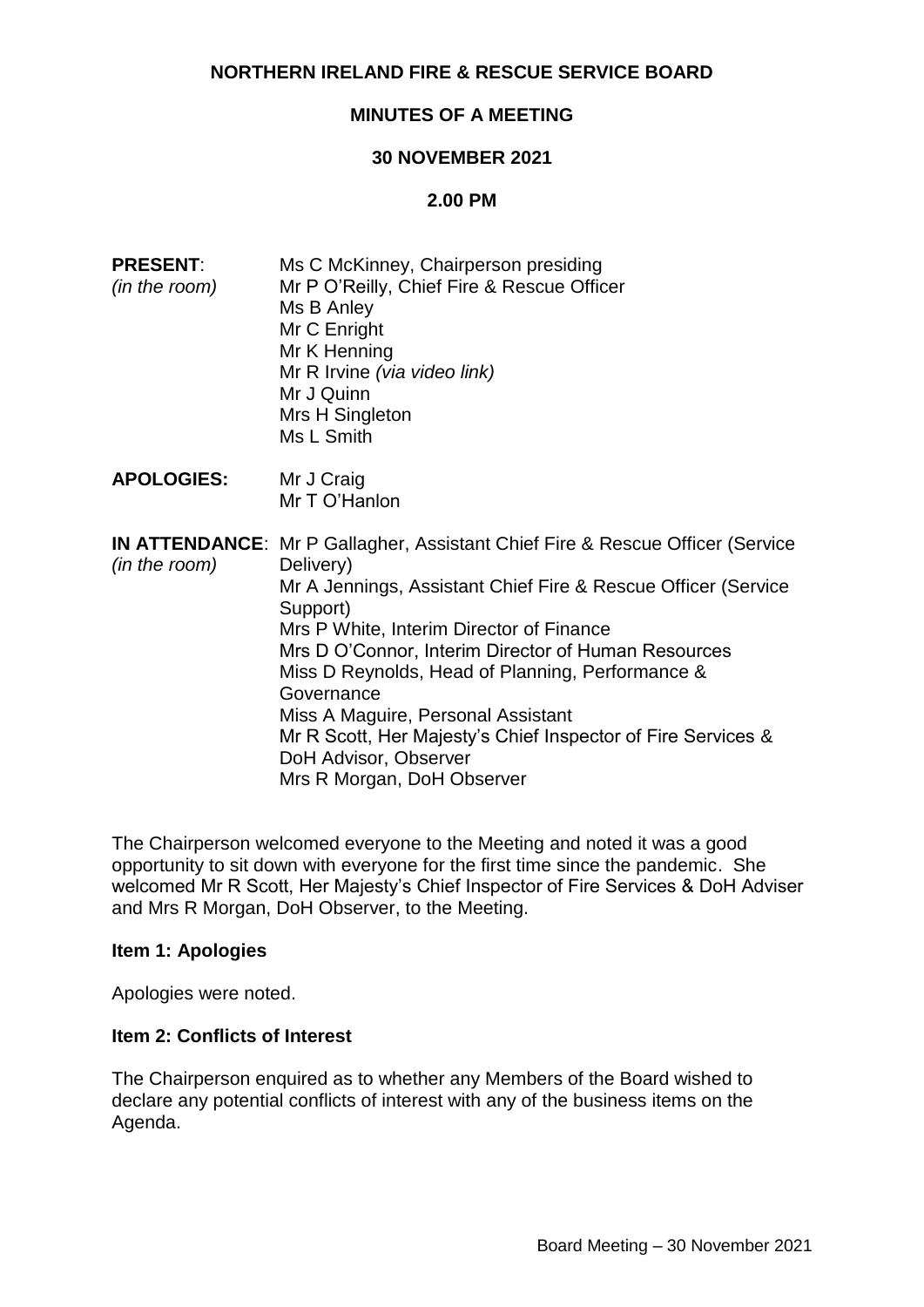# NORTHERN IRELAND FIRE & RESCUE SERVICE BOARD

## MINUTES OF A MEETING

## 30 NOVEMBER 2021

## 2.00 PM

**PRESENT**: *(in the room)*

Ms C McKinney, Chairperson presiding
Mr P O'Reilly, Chief Fire & Rescue Officer
Ms B Anley
Mr C Enright
Mr K Henning
Mr R Irvine *(via video link)*
Mr J Quinn
Mrs H Singleton
Ms L Smith

**APOLOGIES:**

Mr J Craig
Mr T O'Hanlon

**IN ATTENDANCE**: *(in the room)*

Mr P Gallagher, Assistant Chief Fire & Rescue Officer (Service Delivery)
Mr A Jennings, Assistant Chief Fire & Rescue Officer (Service Support)
Mrs P White, Interim Director of Finance
Mrs D O'Connor, Interim Director of Human Resources
Miss D Reynolds, Head of Planning, Performance & Governance
Miss A Maguire, Personal Assistant
Mr R Scott, Her Majesty's Chief Inspector of Fire Services & DoH Advisor, Observer
Mrs R Morgan, DoH Observer

The Chairperson welcomed everyone to the Meeting and noted it was a good opportunity to sit down with everyone for the first time since the pandemic. She welcomed Mr R Scott, Her Majesty's Chief Inspector of Fire Services & DoH Adviser and Mrs R Morgan, DoH Observer, to the Meeting.

### Item 1: Apologies

Apologies were noted.

### Item 2: Conflicts of Interest

The Chairperson enquired as to whether any Members of the Board wished to declare any potential conflicts of interest with any of the business items on the Agenda.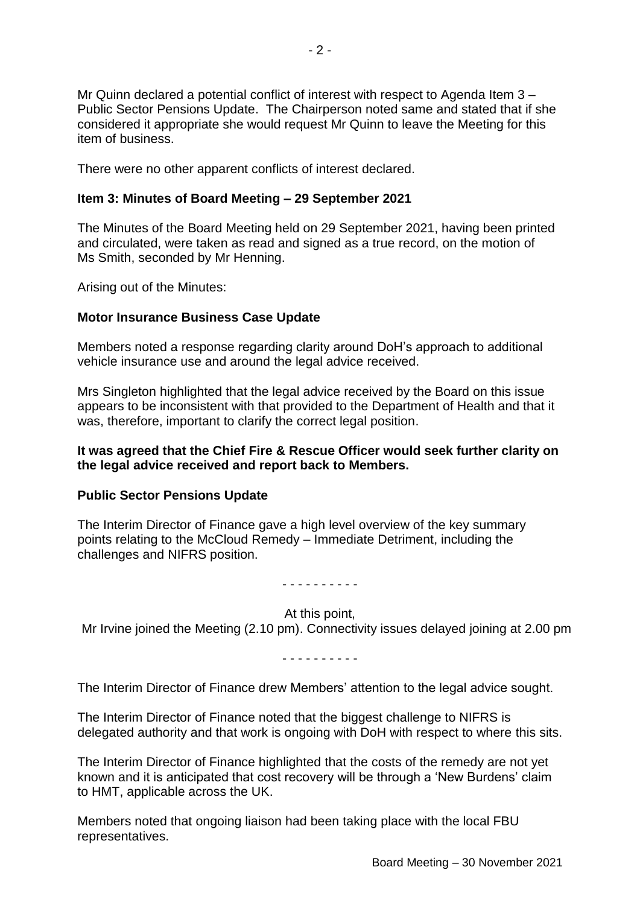Mr Quinn declared a potential conflict of interest with respect to Agenda Item 3 – Public Sector Pensions Update. The Chairperson noted same and stated that if she considered it appropriate she would request Mr Quinn to leave the Meeting for this item of business.

There were no other apparent conflicts of interest declared.

**Item 3: Minutes of Board Meeting – 29 September 2021**

The Minutes of the Board Meeting held on 29 September 2021, having been printed and circulated, were taken as read and signed as a true record, on the motion of Ms Smith, seconded by Mr Henning.

Arising out of the Minutes:

**Motor Insurance Business Case Update**

Members noted a response regarding clarity around DoH's approach to additional vehicle insurance use and around the legal advice received.

Mrs Singleton highlighted that the legal advice received by the Board on this issue appears to be inconsistent with that provided to the Department of Health and that it was, therefore, important to clarify the correct legal position.

**It was agreed that the Chief Fire & Rescue Officer would seek further clarity on the legal advice received and report back to Members.**

**Public Sector Pensions Update**

The Interim Director of Finance gave a high level overview of the key summary points relating to the McCloud Remedy – Immediate Detriment, including the challenges and NIFRS position.

- - - - - - - - - -

At this point,
Mr Irvine joined the Meeting (2.10 pm). Connectivity issues delayed joining at 2.00 pm

- - - - - - - - - -

The Interim Director of Finance drew Members' attention to the legal advice sought.

The Interim Director of Finance noted that the biggest challenge to NIFRS is delegated authority and that work is ongoing with DoH with respect to where this sits.

The Interim Director of Finance highlighted that the costs of the remedy are not yet known and it is anticipated that cost recovery will be through a 'New Burdens' claim to HMT, applicable across the UK.

Members noted that ongoing liaison had been taking place with the local FBU representatives.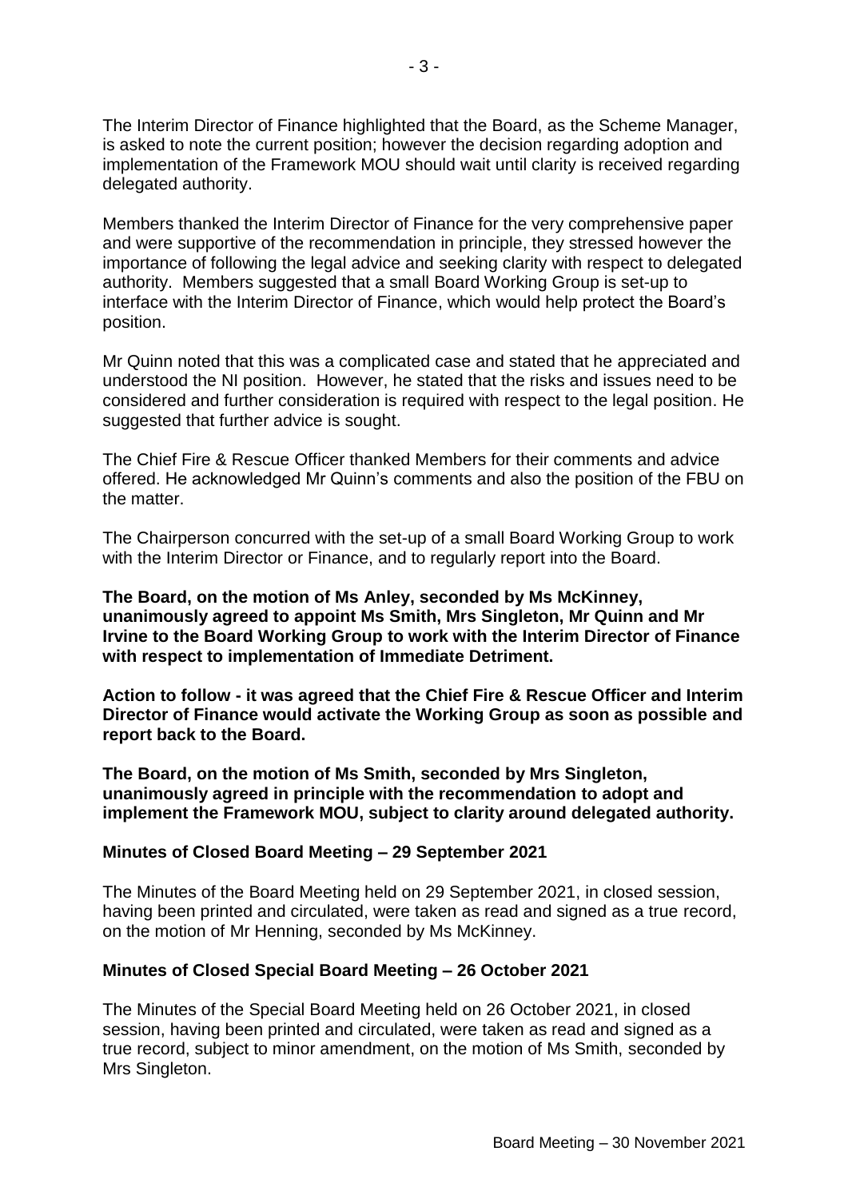The Interim Director of Finance highlighted that the Board, as the Scheme Manager, is asked to note the current position; however the decision regarding adoption and implementation of the Framework MOU should wait until clarity is received regarding delegated authority.

Members thanked the Interim Director of Finance for the very comprehensive paper and were supportive of the recommendation in principle, they stressed however the importance of following the legal advice and seeking clarity with respect to delegated authority. Members suggested that a small Board Working Group is set-up to interface with the Interim Director of Finance, which would help protect the Board's position.

Mr Quinn noted that this was a complicated case and stated that he appreciated and understood the NI position. However, he stated that the risks and issues need to be considered and further consideration is required with respect to the legal position. He suggested that further advice is sought.

The Chief Fire & Rescue Officer thanked Members for their comments and advice offered. He acknowledged Mr Quinn's comments and also the position of the FBU on the matter.

The Chairperson concurred with the set-up of a small Board Working Group to work with the Interim Director or Finance, and to regularly report into the Board.

**The Board, on the motion of Ms Anley, seconded by Ms McKinney, unanimously agreed to appoint Ms Smith, Mrs Singleton, Mr Quinn and Mr Irvine to the Board Working Group to work with the Interim Director of Finance with respect to implementation of Immediate Detriment.**

**Action to follow - it was agreed that the Chief Fire & Rescue Officer and Interim Director of Finance would activate the Working Group as soon as possible and report back to the Board.**

**The Board, on the motion of Ms Smith, seconded by Mrs Singleton, unanimously agreed in principle with the recommendation to adopt and implement the Framework MOU, subject to clarity around delegated authority.**

**Minutes of Closed Board Meeting – 29 September 2021**

The Minutes of the Board Meeting held on 29 September 2021, in closed session, having been printed and circulated, were taken as read and signed as a true record, on the motion of Mr Henning, seconded by Ms McKinney.

**Minutes of Closed Special Board Meeting – 26 October 2021**

The Minutes of the Special Board Meeting held on 26 October 2021, in closed session, having been printed and circulated, were taken as read and signed as a true record, subject to minor amendment, on the motion of Ms Smith, seconded by Mrs Singleton.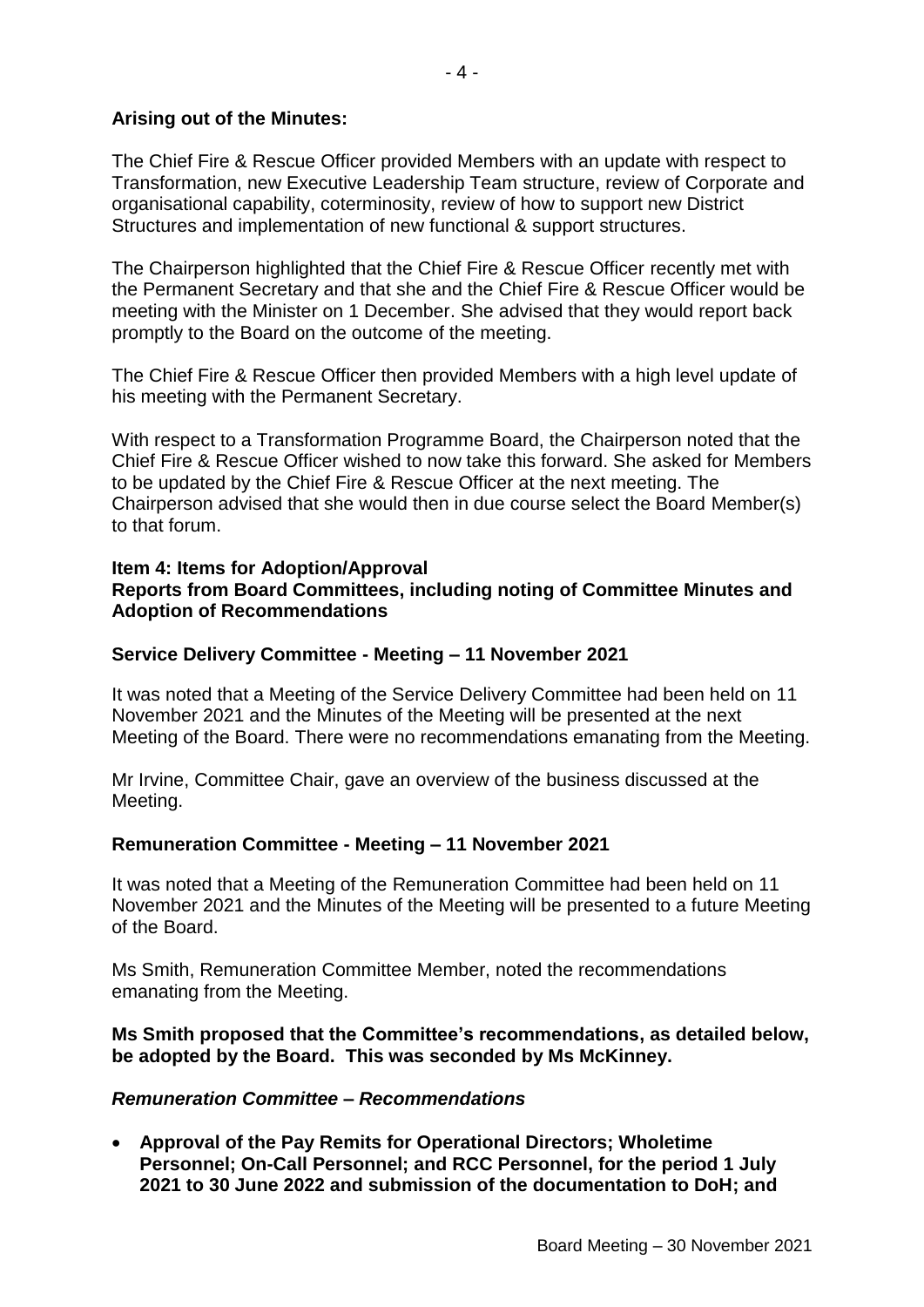**Arising out of the Minutes:**

The Chief Fire & Rescue Officer provided Members with an update with respect to Transformation, new Executive Leadership Team structure, review of Corporate and organisational capability, coterminosity, review of how to support new District Structures and implementation of new functional & support structures.

The Chairperson highlighted that the Chief Fire & Rescue Officer recently met with the Permanent Secretary and that she and the Chief Fire & Rescue Officer would be meeting with the Minister on 1 December. She advised that they would report back promptly to the Board on the outcome of the meeting.

The Chief Fire & Rescue Officer then provided Members with a high level update of his meeting with the Permanent Secretary.

With respect to a Transformation Programme Board, the Chairperson noted that the Chief Fire & Rescue Officer wished to now take this forward. She asked for Members to be updated by the Chief Fire & Rescue Officer at the next meeting. The Chairperson advised that she would then in due course select the Board Member(s) to that forum.

**Item 4: Items for Adoption/Approval**
**Reports from Board Committees, including noting of Committee Minutes and Adoption of Recommendations**

**Service Delivery Committee - Meeting – 11 November 2021**

It was noted that a Meeting of the Service Delivery Committee had been held on 11 November 2021 and the Minutes of the Meeting will be presented at the next Meeting of the Board. There were no recommendations emanating from the Meeting.

Mr Irvine, Committee Chair, gave an overview of the business discussed at the Meeting.

**Remuneration Committee - Meeting – 11 November 2021**

It was noted that a Meeting of the Remuneration Committee had been held on 11 November 2021 and the Minutes of the Meeting will be presented to a future Meeting of the Board.

Ms Smith, Remuneration Committee Member, noted the recommendations emanating from the Meeting.

**Ms Smith proposed that the Committee's recommendations, as detailed below, be adopted by the Board. This was seconded by Ms McKinney.**

***Remuneration Committee – Recommendations***

- **Approval of the Pay Remits for Operational Directors; Wholetime Personnel; On-Call Personnel; and RCC Personnel, for the period 1 July 2021 to 30 June 2022 and submission of the documentation to DoH; and**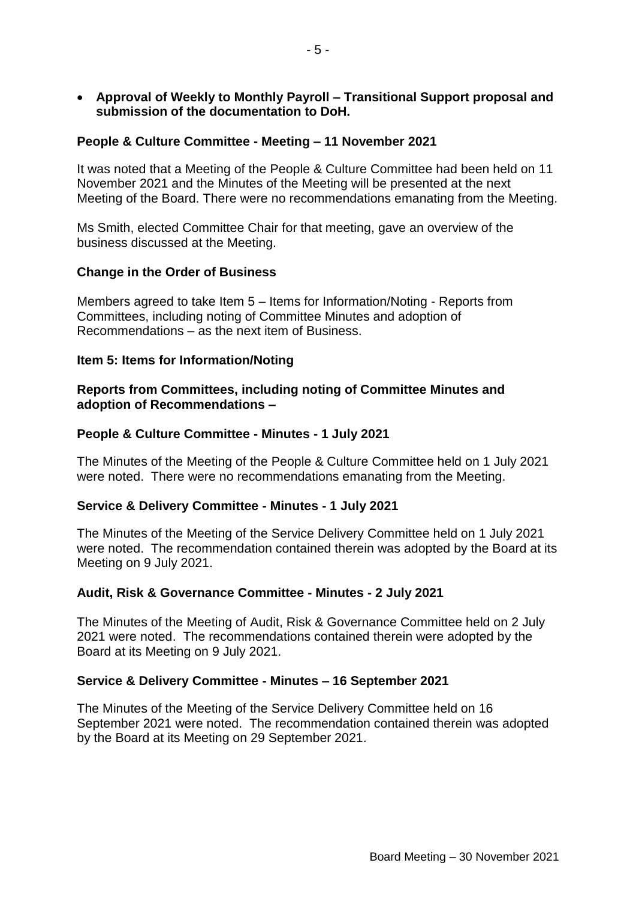- **Approval of Weekly to Monthly Payroll – Transitional Support proposal and submission of the documentation to DoH.**

**People & Culture Committee - Meeting – 11 November 2021**

It was noted that a Meeting of the People & Culture Committee had been held on 11 November 2021 and the Minutes of the Meeting will be presented at the next Meeting of the Board. There were no recommendations emanating from the Meeting.

Ms Smith, elected Committee Chair for that meeting, gave an overview of the business discussed at the Meeting.

**Change in the Order of Business**

Members agreed to take Item 5 – Items for Information/Noting - Reports from Committees, including noting of Committee Minutes and adoption of Recommendations – as the next item of Business.

**Item 5: Items for Information/Noting**

**Reports from Committees, including noting of Committee Minutes and adoption of Recommendations –**

**People & Culture Committee - Minutes - 1 July 2021**

The Minutes of the Meeting of the People & Culture Committee held on 1 July 2021 were noted. There were no recommendations emanating from the Meeting.

**Service & Delivery Committee - Minutes - 1 July 2021**

The Minutes of the Meeting of the Service Delivery Committee held on 1 July 2021 were noted. The recommendation contained therein was adopted by the Board at its Meeting on 9 July 2021.

**Audit, Risk & Governance Committee - Minutes - 2 July 2021**

The Minutes of the Meeting of Audit, Risk & Governance Committee held on 2 July 2021 were noted. The recommendations contained therein were adopted by the Board at its Meeting on 9 July 2021.

**Service & Delivery Committee - Minutes – 16 September 2021**

The Minutes of the Meeting of the Service Delivery Committee held on 16 September 2021 were noted. The recommendation contained therein was adopted by the Board at its Meeting on 29 September 2021.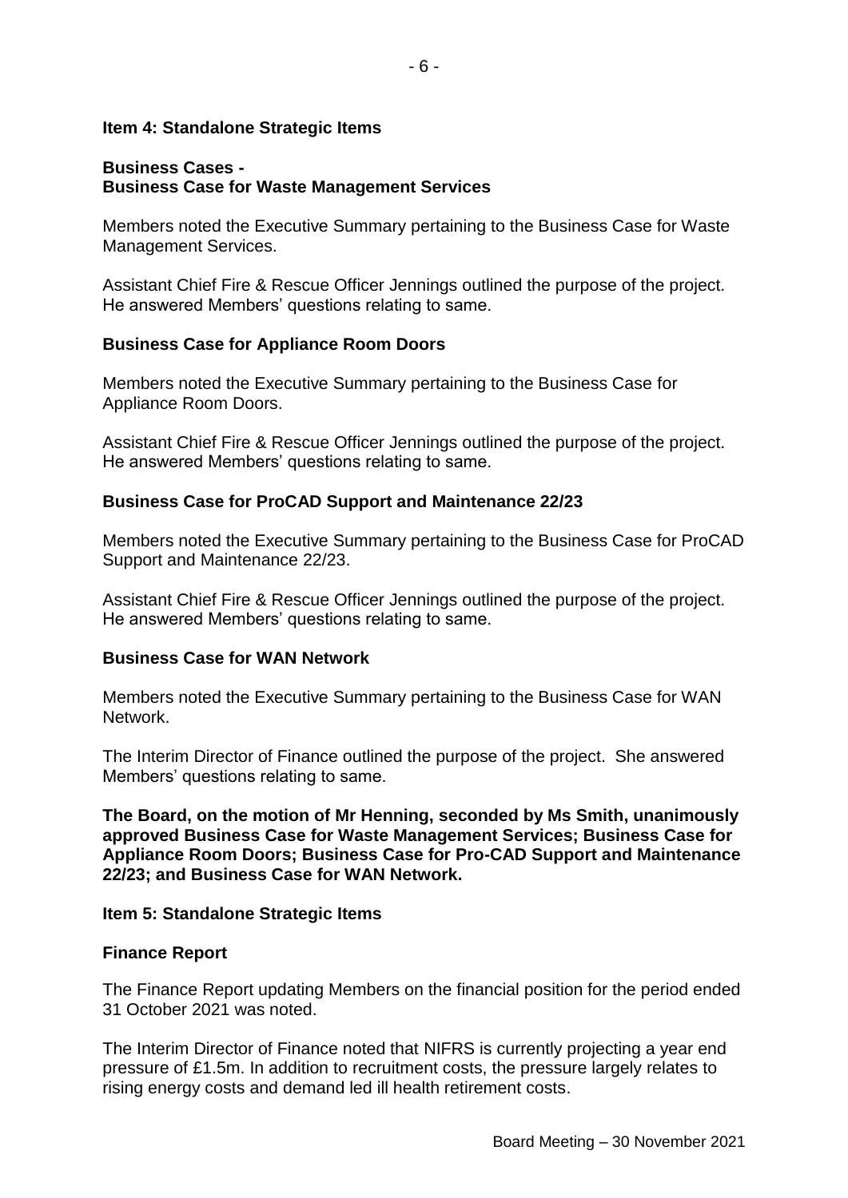**Item 4: Standalone Strategic Items**

**Business Cases -**
**Business Case for Waste Management Services**

Members noted the Executive Summary pertaining to the Business Case for Waste Management Services.

Assistant Chief Fire & Rescue Officer Jennings outlined the purpose of the project. He answered Members' questions relating to same.

**Business Case for Appliance Room Doors**

Members noted the Executive Summary pertaining to the Business Case for Appliance Room Doors.

Assistant Chief Fire & Rescue Officer Jennings outlined the purpose of the project. He answered Members' questions relating to same.

**Business Case for ProCAD Support and Maintenance 22/23**

Members noted the Executive Summary pertaining to the Business Case for ProCAD Support and Maintenance 22/23.

Assistant Chief Fire & Rescue Officer Jennings outlined the purpose of the project. He answered Members' questions relating to same.

**Business Case for WAN Network**

Members noted the Executive Summary pertaining to the Business Case for WAN Network.

The Interim Director of Finance outlined the purpose of the project. She answered Members' questions relating to same.

**The Board, on the motion of Mr Henning, seconded by Ms Smith, unanimously approved Business Case for Waste Management Services; Business Case for Appliance Room Doors; Business Case for Pro-CAD Support and Maintenance 22/23; and Business Case for WAN Network.**

**Item 5: Standalone Strategic Items**

**Finance Report**

The Finance Report updating Members on the financial position for the period ended 31 October 2021 was noted.

The Interim Director of Finance noted that NIFRS is currently projecting a year end pressure of £1.5m. In addition to recruitment costs, the pressure largely relates to rising energy costs and demand led ill health retirement costs.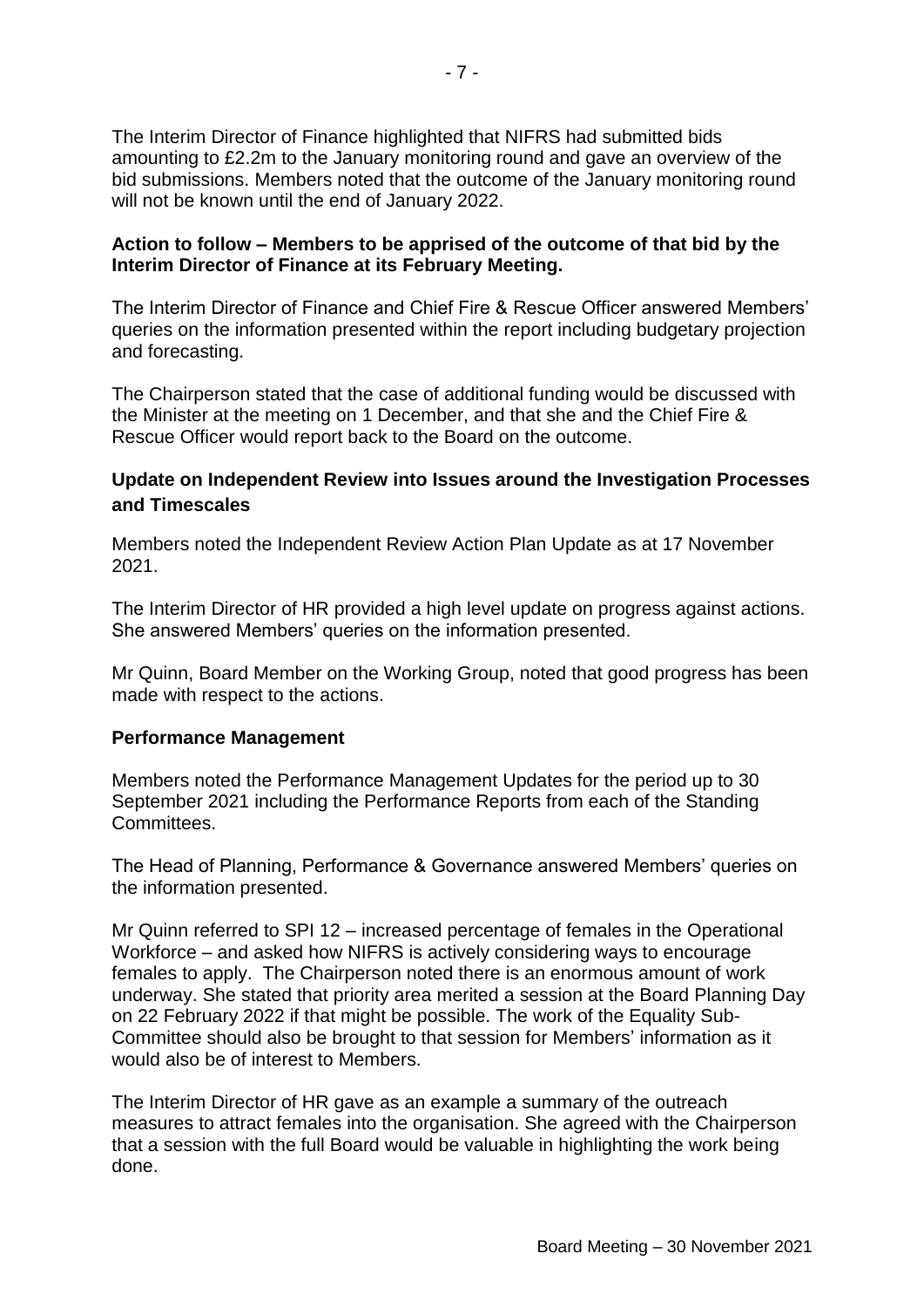The Interim Director of Finance highlighted that NIFRS had submitted bids amounting to £2.2m to the January monitoring round and gave an overview of the bid submissions. Members noted that the outcome of the January monitoring round will not be known until the end of January 2022.

**Action to follow – Members to be apprised of the outcome of that bid by the Interim Director of Finance at its February Meeting.**

The Interim Director of Finance and Chief Fire & Rescue Officer answered Members' queries on the information presented within the report including budgetary projection and forecasting.

The Chairperson stated that the case of additional funding would be discussed with the Minister at the meeting on 1 December, and that she and the Chief Fire & Rescue Officer would report back to the Board on the outcome.

**Update on Independent Review into Issues around the Investigation Processes and Timescales**

Members noted the Independent Review Action Plan Update as at 17 November 2021.

The Interim Director of HR provided a high level update on progress against actions. She answered Members' queries on the information presented.

Mr Quinn, Board Member on the Working Group, noted that good progress has been made with respect to the actions.

**Performance Management**

Members noted the Performance Management Updates for the period up to 30 September 2021 including the Performance Reports from each of the Standing Committees.

The Head of Planning, Performance & Governance answered Members' queries on the information presented.

Mr Quinn referred to SPI 12 – increased percentage of females in the Operational Workforce – and asked how NIFRS is actively considering ways to encourage females to apply. The Chairperson noted there is an enormous amount of work underway. She stated that priority area merited a session at the Board Planning Day on 22 February 2022 if that might be possible. The work of the Equality Sub-Committee should also be brought to that session for Members' information as it would also be of interest to Members.

The Interim Director of HR gave as an example a summary of the outreach measures to attract females into the organisation. She agreed with the Chairperson that a session with the full Board would be valuable in highlighting the work being done.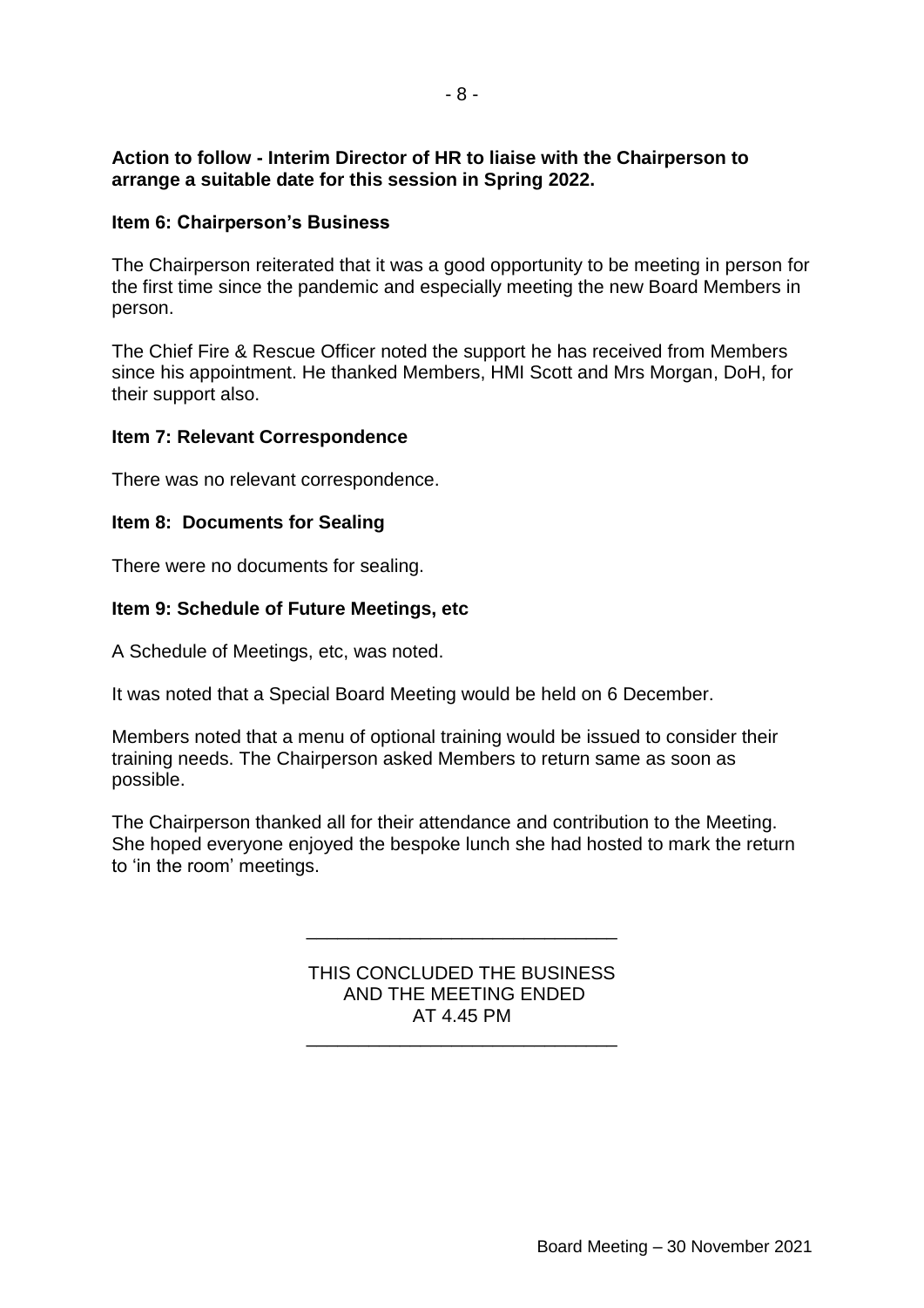**Action to follow - Interim Director of HR to liaise with the Chairperson to arrange a suitable date for this session in Spring 2022.**

**Item 6: Chairperson's Business**

The Chairperson reiterated that it was a good opportunity to be meeting in person for the first time since the pandemic and especially meeting the new Board Members in person.

The Chief Fire & Rescue Officer noted the support he has received from Members since his appointment. He thanked Members, HMI Scott and Mrs Morgan, DoH, for their support also.

**Item 7: Relevant Correspondence**

There was no relevant correspondence.

**Item 8: Documents for Sealing**

There were no documents for sealing.

**Item 9: Schedule of Future Meetings, etc**

A Schedule of Meetings, etc, was noted.

It was noted that a Special Board Meeting would be held on 6 December.

Members noted that a menu of optional training would be issued to consider their training needs. The Chairperson asked Members to return same as soon as possible.

The Chairperson thanked all for their attendance and contribution to the Meeting. She hoped everyone enjoyed the bespoke lunch she had hosted to mark the return to 'in the room' meetings.

---

THIS CONCLUDED THE BUSINESS
AND THE MEETING ENDED
AT 4.45 PM

---